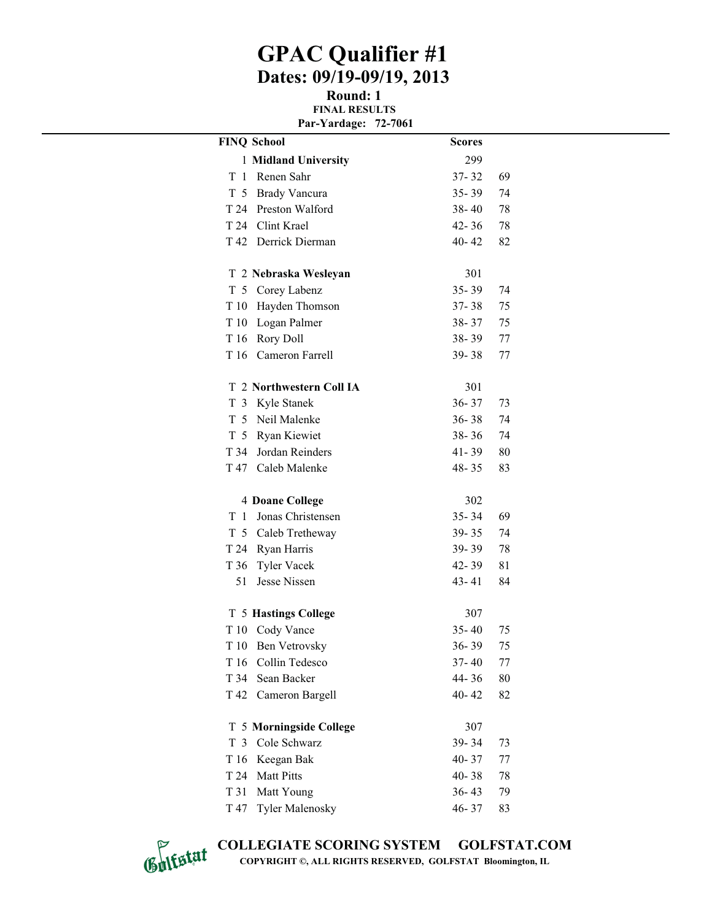# GPAC Qualifier #1

## Dates: 09/19-09/19, 2013

### Round: 1

**FINAL RESULTS**

**Par-Yardage: 72-7061**

| FINQ | School | Scores | |
|---|---|---|---|
| 1 | **Midland University** | 299 | |
| T 1 | Renen Sahr | 37- 32 | 69 |
| T 5 | Brady Vancura | 35- 39 | 74 |
| T 24 | Preston Walford | 38- 40 | 78 |
| T 24 | Clint Krael | 42- 36 | 78 |
| T 42 | Derrick Dierman | 40- 42 | 82 |
| | | | |
| T 2 | **Nebraska Wesleyan** | 301 | |
| T 5 | Corey Labenz | 35- 39 | 74 |
| T 10 | Hayden Thomson | 37- 38 | 75 |
| T 10 | Logan Palmer | 38- 37 | 75 |
| T 16 | Rory Doll | 38- 39 | 77 |
| T 16 | Cameron Farrell | 39- 38 | 77 |
| | | | |
| T 2 | **Northwestern Coll IA** | 301 | |
| T 3 | Kyle Stanek | 36- 37 | 73 |
| T 5 | Neil Malenke | 36- 38 | 74 |
| T 5 | Ryan Kiewiet | 38- 36 | 74 |
| T 34 | Jordan Reinders | 41- 39 | 80 |
| T 47 | Caleb Malenke | 48- 35 | 83 |
| | | | |
| 4 | **Doane College** | 302 | |
| T 1 | Jonas Christensen | 35- 34 | 69 |
| T 5 | Caleb Tretheway | 39- 35 | 74 |
| T 24 | Ryan Harris | 39- 39 | 78 |
| T 36 | Tyler Vacek | 42- 39 | 81 |
| 51 | Jesse Nissen | 43- 41 | 84 |
| | | | |
| T 5 | **Hastings College** | 307 | |
| T 10 | Cody Vance | 35- 40 | 75 |
| T 10 | Ben Vetrovsky | 36- 39 | 75 |
| T 16 | Collin Tedesco | 37- 40 | 77 |
| T 34 | Sean Backer | 44- 36 | 80 |
| T 42 | Cameron Bargell | 40- 42 | 82 |
| | | | |
| T 5 | **Morningside College** | 307 | |
| T 3 | Cole Schwarz | 39- 34 | 73 |
| T 16 | Keegan Bak | 40- 37 | 77 |
| T 24 | Matt Pitts | 40- 38 | 78 |
| T 31 | Matt Young | 36- 43 | 79 |
| T 47 | Tyler Malenosky | 46- 37 | 83 |

**COLLEGIATE SCORING SYSTEM GOLFSTAT.COM**

**COPYRIGHT ©, ALL RIGHTS RESERVED, GOLFSTAT Bloomington, IL**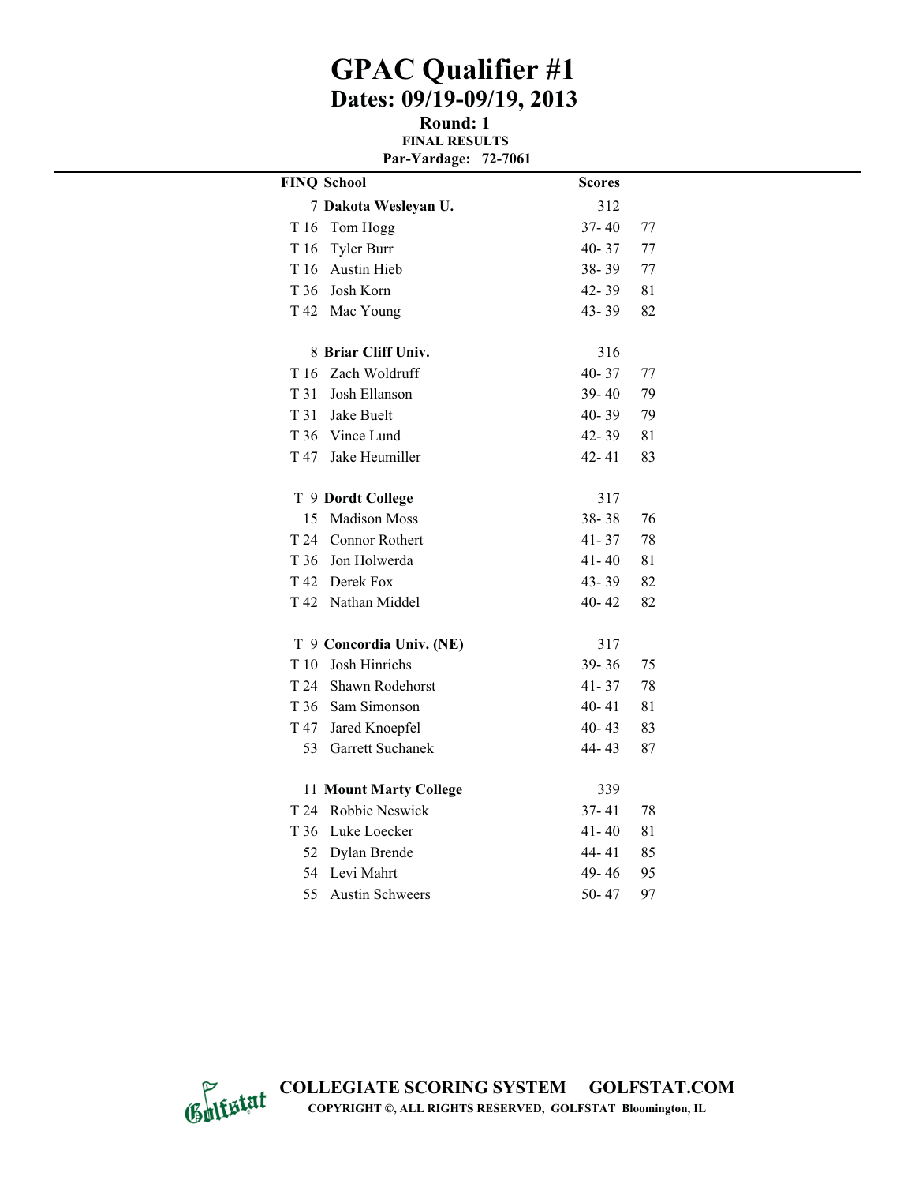# GPAC Qualifier #1

## Dates: 09/19-09/19, 2013

### Round: 1

**FINAL RESULTS**

**Par-Yardage: 72-7061**

| FINQ | School | Scores | |
|---|---|---|---|
| 7 | **Dakota Wesleyan U.** | 312 | |
| T 16 | Tom Hogg | 37- 40 | 77 |
| T 16 | Tyler Burr | 40- 37 | 77 |
| T 16 | Austin Hieb | 38- 39 | 77 |
| T 36 | Josh Korn | 42- 39 | 81 |
| T 42 | Mac Young | 43- 39 | 82 |
| 8 | **Briar Cliff Univ.** | 316 | |
| T 16 | Zach Woldruff | 40- 37 | 77 |
| T 31 | Josh Ellanson | 39- 40 | 79 |
| T 31 | Jake Buelt | 40- 39 | 79 |
| T 36 | Vince Lund | 42- 39 | 81 |
| T 47 | Jake Heumiller | 42- 41 | 83 |
| T 9 | **Dordt College** | 317 | |
| 15 | Madison Moss | 38- 38 | 76 |
| T 24 | Connor Rothert | 41- 37 | 78 |
| T 36 | Jon Holwerda | 41- 40 | 81 |
| T 42 | Derek Fox | 43- 39 | 82 |
| T 42 | Nathan Middel | 40- 42 | 82 |
| T 9 | **Concordia Univ. (NE)** | 317 | |
| T 10 | Josh Hinrichs | 39- 36 | 75 |
| T 24 | Shawn Rodehorst | 41- 37 | 78 |
| T 36 | Sam Simonson | 40- 41 | 81 |
| T 47 | Jared Knoepfel | 40- 43 | 83 |
| 53 | Garrett Suchanek | 44- 43 | 87 |
| 11 | **Mount Marty College** | 339 | |
| T 24 | Robbie Neswick | 37- 41 | 78 |
| T 36 | Luke Loecker | 41- 40 | 81 |
| 52 | Dylan Brende | 44- 41 | 85 |
| 54 | Levi Mahrt | 49- 46 | 95 |
| 55 | Austin Schweers | 50- 47 | 97 |

**COLLEGIATE SCORING SYSTEM GOLFSTAT.COM**

**COPYRIGHT ©, ALL RIGHTS RESERVED, GOLFSTAT Bloomington, IL**